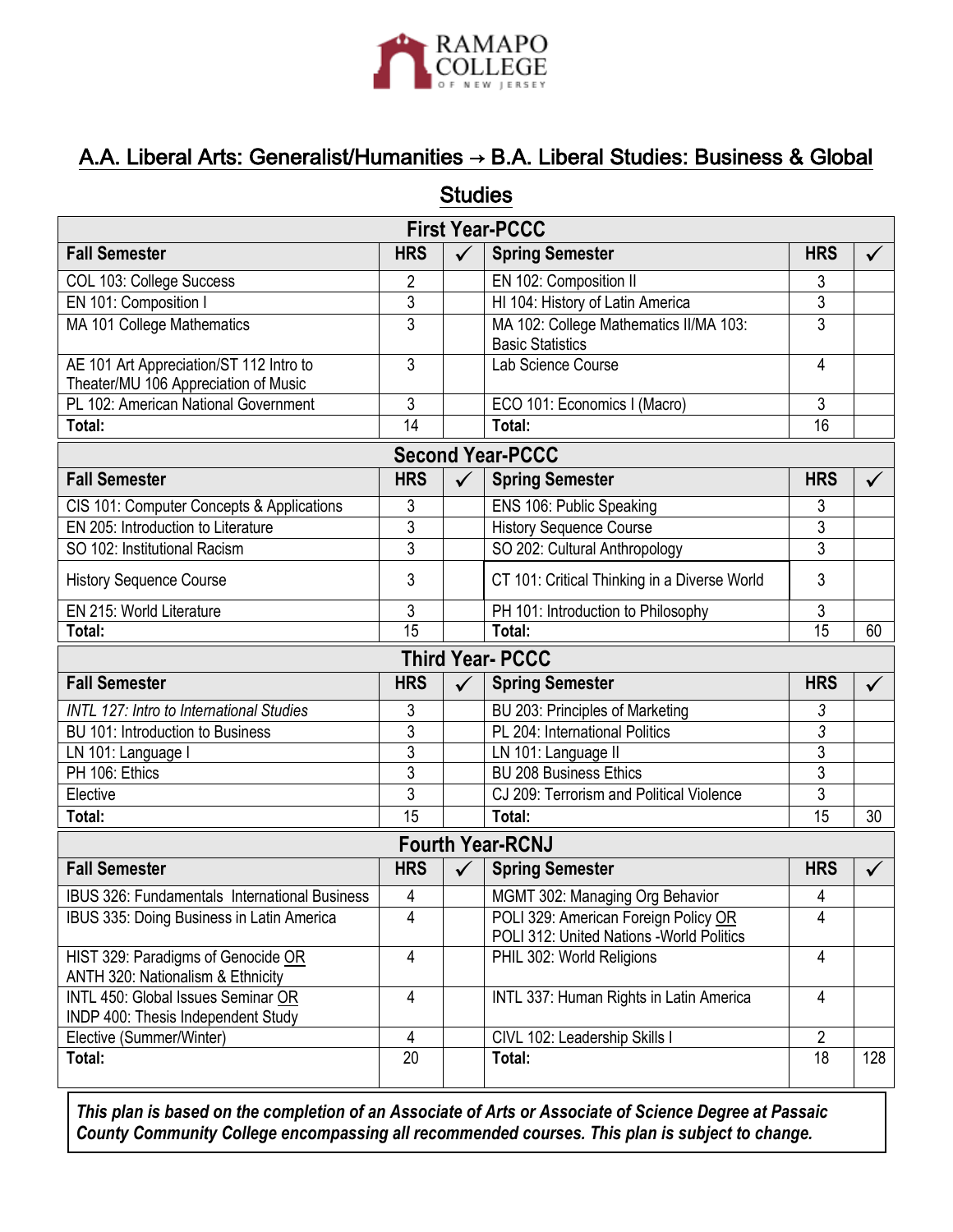RAMAPO COLLEGE OF NEW JERSEY

# A.A. Liberal Arts: Generalist/Humanities → B.A. Liberal Studies: Business & Global Studies

| First Year-PCCC | | | | | |
|---|---|---|---|---|---|
| **Fall Semester** | **HRS** | **✓** | **Spring Semester** | **HRS** | **✓** |
| COL 103: College Success | 2 | | EN 102: Composition II | 3 | |
| EN 101: Composition I | 3 | | HI 104: History of Latin America | 3 | |
| MA 101 College Mathematics | 3 | | MA 102: College Mathematics II/MA 103: Basic Statistics | 3 | |
| AE 101 Art Appreciation/ST 112 Intro to Theater/MU 106 Appreciation of Music | 3 | | Lab Science Course | 4 | |
| PL 102: American National Government | 3 | | ECO 101: Economics I (Macro) | 3 | |
| **Total:** | 14 | | **Total:** | 16 | |

| Second Year-PCCC | | | | | |
|---|---|---|---|---|---|
| **Fall Semester** | **HRS** | **✓** | **Spring Semester** | **HRS** | **✓** |
| CIS 101: Computer Concepts & Applications | 3 | | ENS 106: Public Speaking | 3 | |
| EN 205: Introduction to Literature | 3 | | History Sequence Course | 3 | |
| SO 102: Institutional Racism | 3 | | SO 202: Cultural Anthropology | 3 | |
| History Sequence Course | 3 | | CT 101: Critical Thinking in a Diverse World | 3 | |
| EN 215: World Literature | 3 | | PH 101: Introduction to Philosophy | 3 | |
| **Total:** | 15 | | **Total:** | 15 | 60 |

| Third Year- PCCC | | | | | |
|---|---|---|---|---|---|
| **Fall Semester** | **HRS** | **✓** | **Spring Semester** | **HRS** | **✓** |
| *INTL 127: Intro to International Studies* | 3 | | BU 203: Principles of Marketing | *3* | |
| BU 101: Introduction to Business | 3 | | PL 204: International Politics | *3* | |
| LN 101: Language I | 3 | | LN 101: Language II | 3 | |
| PH 106: Ethics | 3 | | BU 208 Business Ethics | 3 | |
| Elective | 3 | | CJ 209: Terrorism and Political Violence | 3 | |
| **Total:** | 15 | | **Total:** | 15 | 30 |

| Fourth Year-RCNJ | | | | | |
|---|---|---|---|---|---|
| **Fall Semester** | **HRS** | **✓** | **Spring Semester** | **HRS** | **✓** |
| IBUS 326: Fundamentals International Business | 4 | | MGMT 302: Managing Org Behavior | 4 | |
| IBUS 335: Doing Business in Latin America | 4 | | POLI 329: American Foreign Policy OR POLI 312: United Nations -World Politics | 4 | |
| HIST 329: Paradigms of Genocide OR ANTH 320: Nationalism & Ethnicity | 4 | | PHIL 302: World Religions | 4 | |
| INTL 450: Global Issues Seminar OR INDP 400: Thesis Independent Study | 4 | | INTL 337: Human Rights in Latin America | 4 | |
| Elective (Summer/Winter) | 4 | | CIVL 102: Leadership Skills I | 2 | |
| **Total:** | 20 | | **Total:** | 18 | 128 |

***This plan is based on the completion of an Associate of Arts or Associate of Science Degree at Passaic County Community College encompassing all recommended courses. This plan is subject to change.***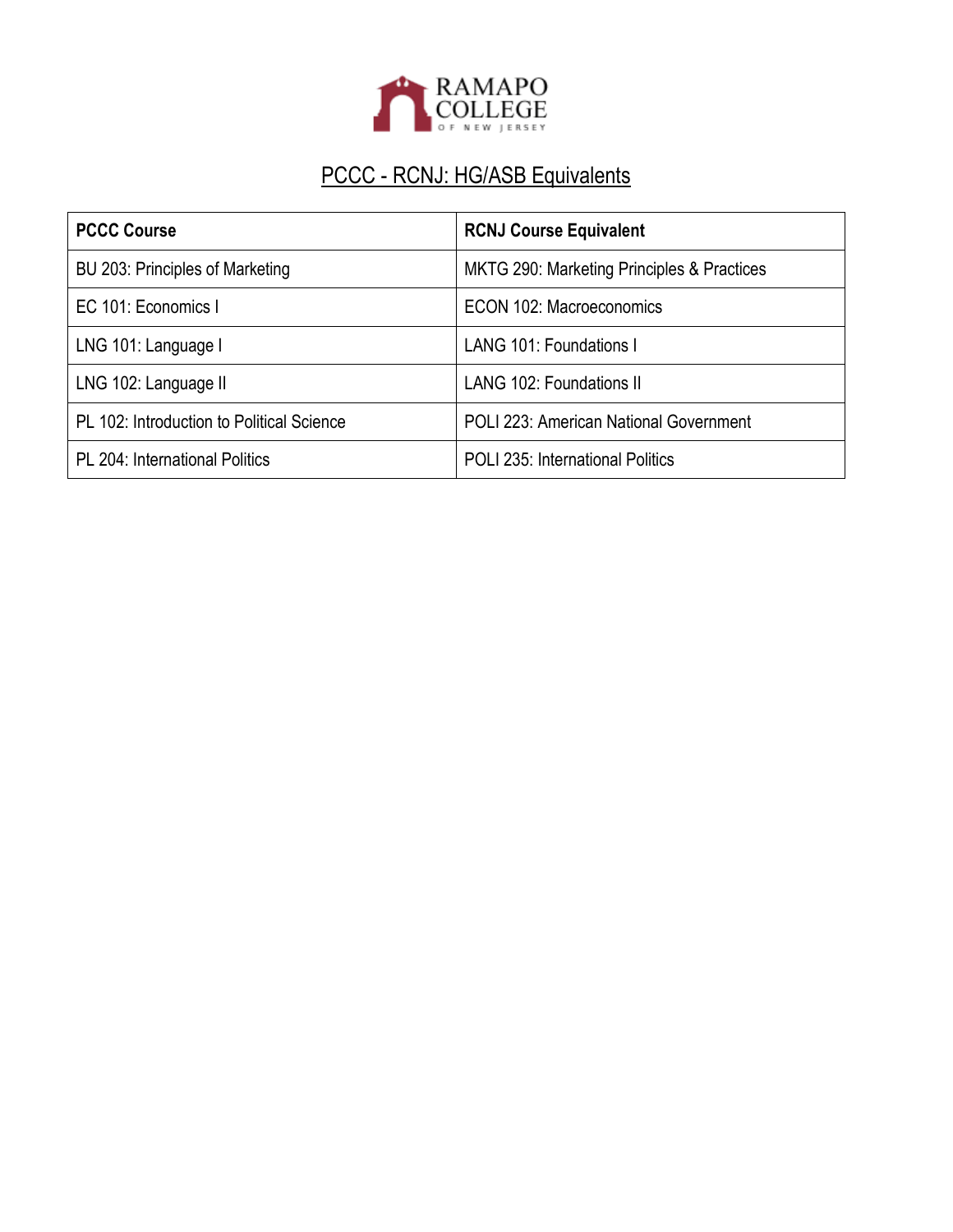RAMAPO COLLEGE OF NEW JERSEY

## PCCC - RCNJ: HG/ASB Equivalents

| **PCCC Course** | **RCNJ Course Equivalent** |
|---|---|
| BU 203: Principles of Marketing | MKTG 290: Marketing Principles & Practices |
| EC 101: Economics I | ECON 102: Macroeconomics |
| LNG 101: Language I | LANG 101: Foundations I |
| LNG 102: Language II | LANG 102: Foundations II |
| PL 102: Introduction to Political Science | POLI 223: American National Government |
| PL 204: International Politics | POLI 235: International Politics |